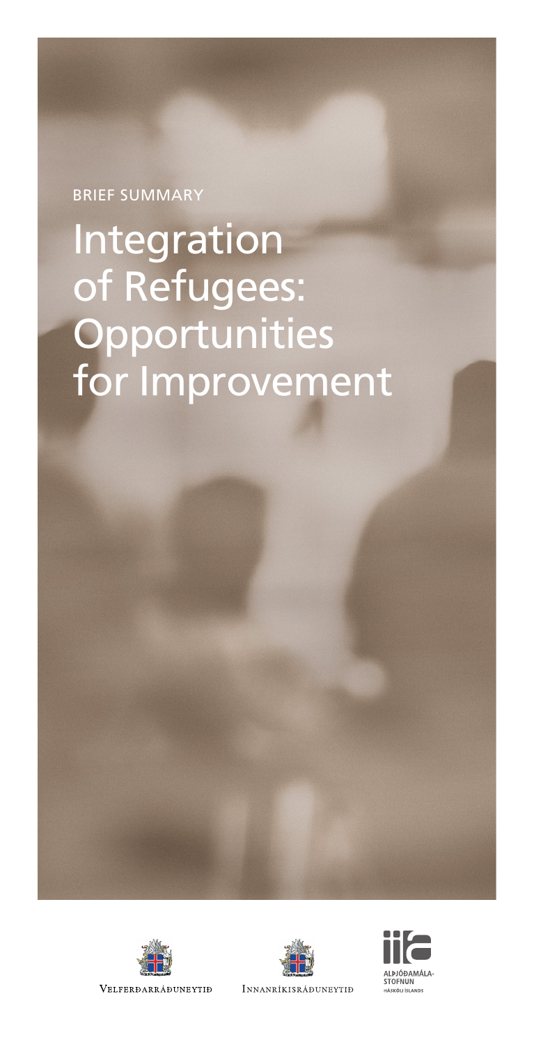BRIEF SUMMARY

# Integration of Refugees: Opportunities for Improvement

VELFERÐARRÁÐUNEYTIÐ

INNANRÍKISRÁÐUNEYTIÐ

ALÞJÓÐAMÁLASTOFNUN HÁSKÓLI ÍSLANDS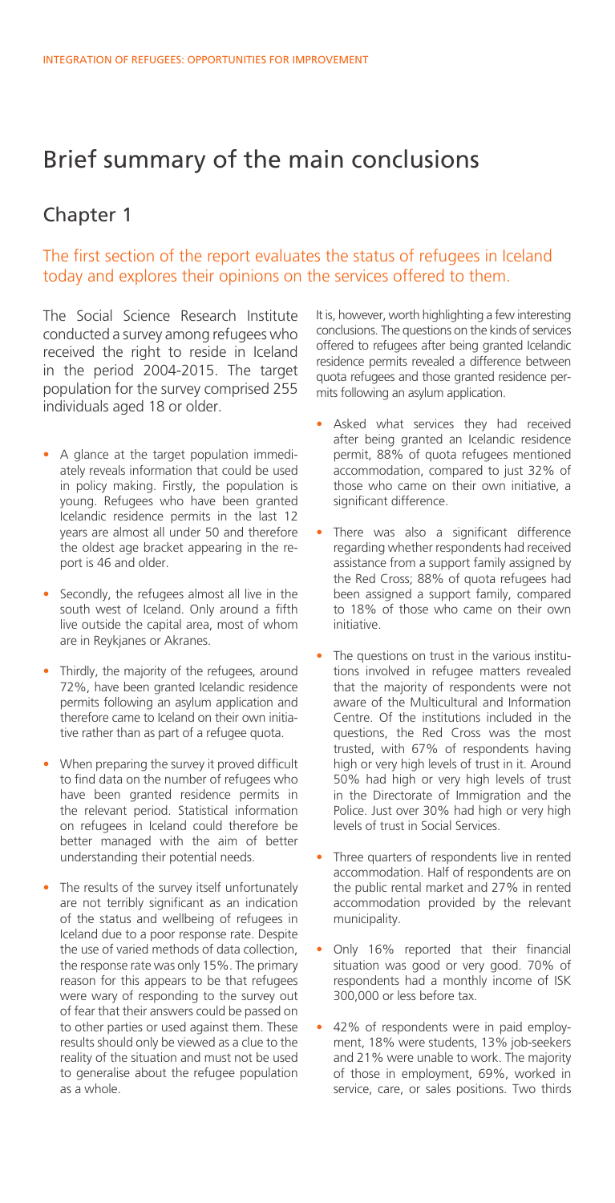# Brief summary of the main conclusions

## Chapter 1

### The first section of the report evaluates the status of refugees in Iceland today and explores their opinions on the services offered to them.

The Social Science Research Institute conducted a survey among refugees who received the right to reside in Iceland in the period 2004-2015. The target population for the survey comprised 255 individuals aged 18 or older.

- A glance at the target population immediately reveals information that could be used in policy making. Firstly, the population is young. Refugees who have been granted Icelandic residence permits in the last 12 years are almost all under 50 and therefore the oldest age bracket appearing in the report is 46 and older.
- Secondly, the refugees almost all live in the south west of Iceland. Only around a fifth live outside the capital area, most of whom are in Reykjanes or Akranes.
- Thirdly, the majority of the refugees, around 72%, have been granted Icelandic residence permits following an asylum application and therefore came to Iceland on their own initiative rather than as part of a refugee quota.
- When preparing the survey it proved difficult to find data on the number of refugees who have been granted residence permits in the relevant period. Statistical information on refugees in Iceland could therefore be better managed with the aim of better understanding their potential needs.
- The results of the survey itself unfortunately are not terribly significant as an indication of the status and wellbeing of refugees in Iceland due to a poor response rate. Despite the use of varied methods of data collection, the response rate was only 15%. The primary reason for this appears to be that refugees were wary of responding to the survey out of fear that their answers could be passed on to other parties or used against them. These results should only be viewed as a clue to the reality of the situation and must not be used to generalise about the refugee population as a whole.

It is, however, worth highlighting a few interesting conclusions. The questions on the kinds of services offered to refugees after being granted Icelandic residence permits revealed a difference between quota refugees and those granted residence permits following an asylum application.

- Asked what services they had received after being granted an Icelandic residence permit, 88% of quota refugees mentioned accommodation, compared to just 32% of those who came on their own initiative, a significant difference.
- There was also a significant difference regarding whether respondents had received assistance from a support family assigned by the Red Cross; 88% of quota refugees had been assigned a support family, compared to 18% of those who came on their own initiative.
- The questions on trust in the various institutions involved in refugee matters revealed that the majority of respondents were not aware of the Multicultural and Information Centre. Of the institutions included in the questions, the Red Cross was the most trusted, with 67% of respondents having high or very high levels of trust in it. Around 50% had high or very high levels of trust in the Directorate of Immigration and the Police. Just over 30% had high or very high levels of trust in Social Services.
- Three quarters of respondents live in rented accommodation. Half of respondents are on the public rental market and 27% in rented accommodation provided by the relevant municipality.
- Only 16% reported that their financial situation was good or very good. 70% of respondents had a monthly income of ISK 300,000 or less before tax.
- 42% of respondents were in paid employment, 18% were students, 13% job-seekers and 21% were unable to work. The majority of those in employment, 69%, worked in service, care, or sales positions. Two thirds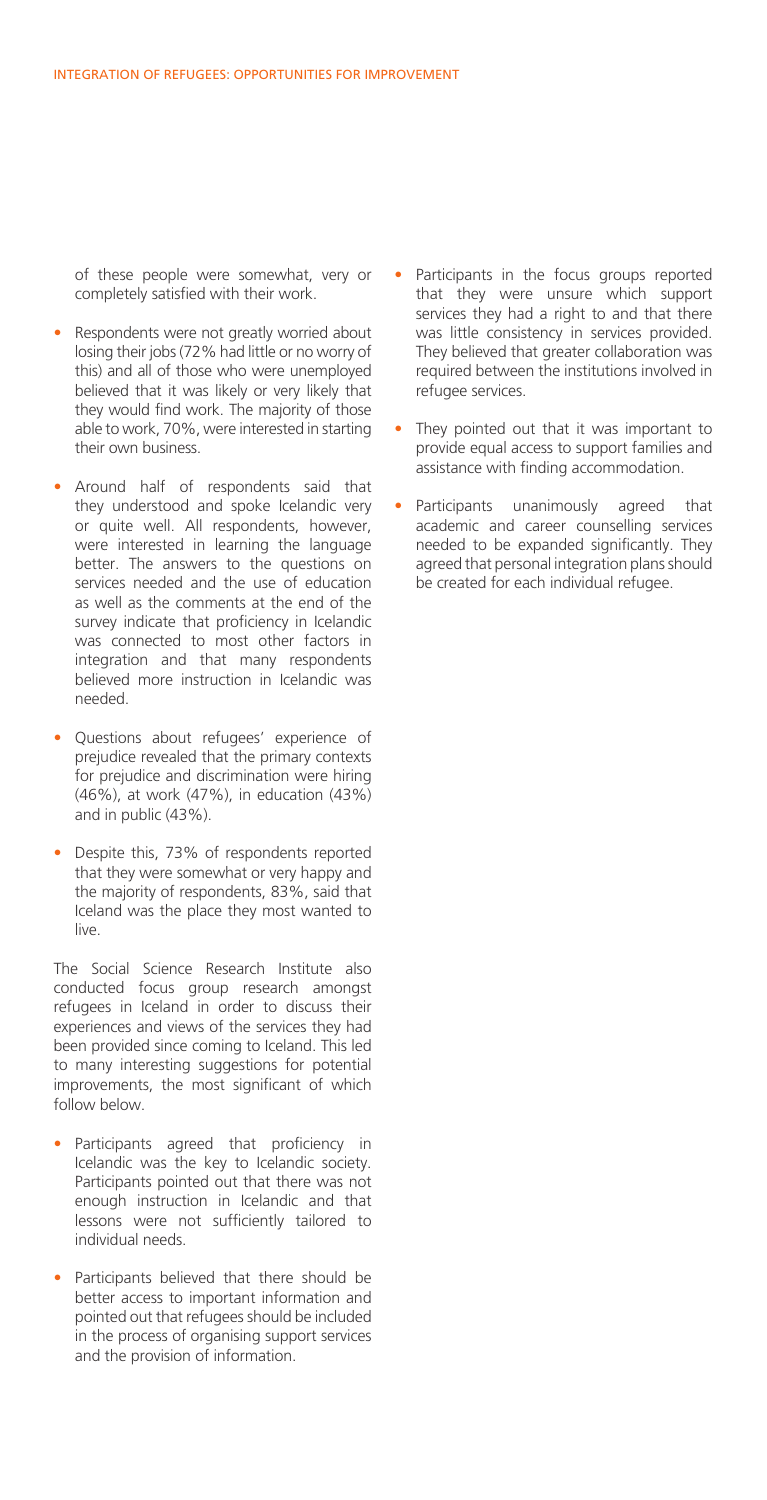of these people were somewhat, very or completely satisfied with their work.

- Respondents were not greatly worried about losing their jobs (72% had little or no worry of this) and all of those who were unemployed believed that it was likely or very likely that they would find work. The majority of those able to work, 70%, were interested in starting their own business.
- Around half of respondents said that they understood and spoke Icelandic very or quite well. All respondents, however, were interested in learning the language better. The answers to the questions on services needed and the use of education as well as the comments at the end of the survey indicate that proficiency in Icelandic was connected to most other factors in integration and that many respondents believed more instruction in Icelandic was needed.
- Questions about refugees' experience of prejudice revealed that the primary contexts for prejudice and discrimination were hiring (46%), at work (47%), in education (43%) and in public (43%).
- Despite this, 73% of respondents reported that they were somewhat or very happy and the majority of respondents, 83%, said that Iceland was the place they most wanted to live.

The Social Science Research Institute also conducted focus group research amongst refugees in Iceland in order to discuss their experiences and views of the services they had been provided since coming to Iceland. This led to many interesting suggestions for potential improvements, the most significant of which follow below.

- Participants agreed that proficiency in Icelandic was the key to Icelandic society. Participants pointed out that there was not enough instruction in Icelandic and that lessons were not sufficiently tailored to individual needs.
- Participants believed that there should be better access to important information and pointed out that refugees should be included in the process of organising support services and the provision of information.
- Participants in the focus groups reported that they were unsure which support services they had a right to and that there was little consistency in services provided. They believed that greater collaboration was required between the institutions involved in refugee services.
- They pointed out that it was important to provide equal access to support families and assistance with finding accommodation.
- Participants unanimously agreed that academic and career counselling services needed to be expanded significantly. They agreed that personal integration plans should be created for each individual refugee.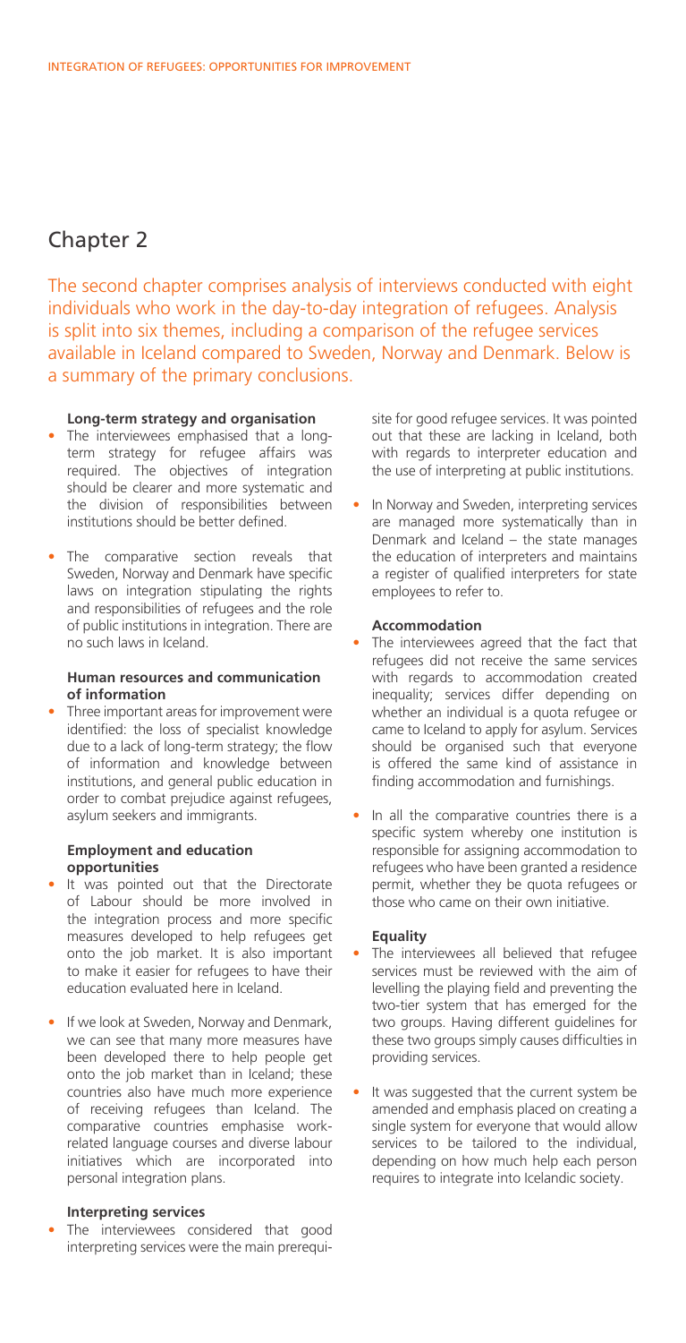## Chapter 2

The second chapter comprises analysis of interviews conducted with eight individuals who work in the day-to-day integration of refugees. Analysis is split into six themes, including a comparison of the refugee services available in Iceland compared to Sweden, Norway and Denmark. Below is a summary of the primary conclusions.

**Long-term strategy and organisation**

- The interviewees emphasised that a long-term strategy for refugee affairs was required. The objectives of integration should be clearer and more systematic and the division of responsibilities between institutions should be better defined.
- The comparative section reveals that Sweden, Norway and Denmark have specific laws on integration stipulating the rights and responsibilities of refugees and the role of public institutions in integration. There are no such laws in Iceland.

**Human resources and communication of information**

- Three important areas for improvement were identified: the loss of specialist knowledge due to a lack of long-term strategy; the flow of information and knowledge between institutions, and general public education in order to combat prejudice against refugees, asylum seekers and immigrants.

**Employment and education opportunities**

- It was pointed out that the Directorate of Labour should be more involved in the integration process and more specific measures developed to help refugees get onto the job market. It is also important to make it easier for refugees to have their education evaluated here in Iceland.
- If we look at Sweden, Norway and Denmark, we can see that many more measures have been developed there to help people get onto the job market than in Iceland; these countries also have much more experience of receiving refugees than Iceland. The comparative countries emphasise work-related language courses and diverse labour initiatives which are incorporated into personal integration plans.

**Interpreting services**

- The interviewees considered that good interpreting services were the main prerequisite for good refugee services. It was pointed out that these are lacking in Iceland, both with regards to interpreter education and the use of interpreting at public institutions.
- In Norway and Sweden, interpreting services are managed more systematically than in Denmark and Iceland – the state manages the education of interpreters and maintains a register of qualified interpreters for state employees to refer to.

**Accommodation**

- The interviewees agreed that the fact that refugees did not receive the same services with regards to accommodation created inequality; services differ depending on whether an individual is a quota refugee or came to Iceland to apply for asylum. Services should be organised such that everyone is offered the same kind of assistance in finding accommodation and furnishings.
- In all the comparative countries there is a specific system whereby one institution is responsible for assigning accommodation to refugees who have been granted a residence permit, whether they be quota refugees or those who came on their own initiative.

**Equality**

- The interviewees all believed that refugee services must be reviewed with the aim of levelling the playing field and preventing the two-tier system that has emerged for the two groups. Having different guidelines for these two groups simply causes difficulties in providing services.
- It was suggested that the current system be amended and emphasis placed on creating a single system for everyone that would allow services to be tailored to the individual, depending on how much help each person requires to integrate into Icelandic society.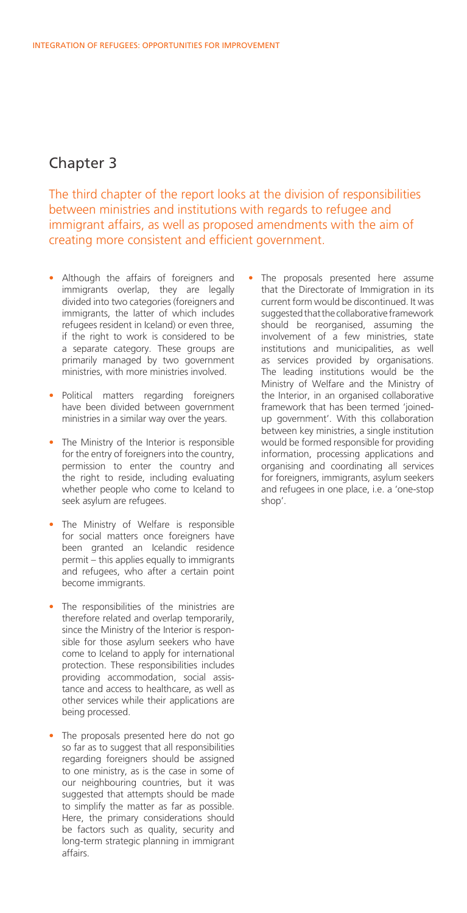## Chapter 3

The third chapter of the report looks at the division of responsibilities between ministries and institutions with regards to refugee and immigrant affairs, as well as proposed amendments with the aim of creating more consistent and efficient government.

- Although the affairs of foreigners and immigrants overlap, they are legally divided into two categories (foreigners and immigrants, the latter of which includes refugees resident in Iceland) or even three, if the right to work is considered to be a separate category. These groups are primarily managed by two government ministries, with more ministries involved.
- Political matters regarding foreigners have been divided between government ministries in a similar way over the years.
- The Ministry of the Interior is responsible for the entry of foreigners into the country, permission to enter the country and the right to reside, including evaluating whether people who come to Iceland to seek asylum are refugees.
- The Ministry of Welfare is responsible for social matters once foreigners have been granted an Icelandic residence permit – this applies equally to immigrants and refugees, who after a certain point become immigrants.
- The responsibilities of the ministries are therefore related and overlap temporarily, since the Ministry of the Interior is responsible for those asylum seekers who have come to Iceland to apply for international protection. These responsibilities includes providing accommodation, social assistance and access to healthcare, as well as other services while their applications are being processed.
- The proposals presented here do not go so far as to suggest that all responsibilities regarding foreigners should be assigned to one ministry, as is the case in some of our neighbouring countries, but it was suggested that attempts should be made to simplify the matter as far as possible. Here, the primary considerations should be factors such as quality, security and long-term strategic planning in immigrant affairs.
- The proposals presented here assume that the Directorate of Immigration in its current form would be discontinued. It was suggested that the collaborative framework should be reorganised, assuming the involvement of a few ministries, state institutions and municipalities, as well as services provided by organisations. The leading institutions would be the Ministry of Welfare and the Ministry of the Interior, in an organised collaborative framework that has been termed 'joined-up government'. With this collaboration between key ministries, a single institution would be formed responsible for providing information, processing applications and organising and coordinating all services for foreigners, immigrants, asylum seekers and refugees in one place, i.e. a 'one-stop shop'.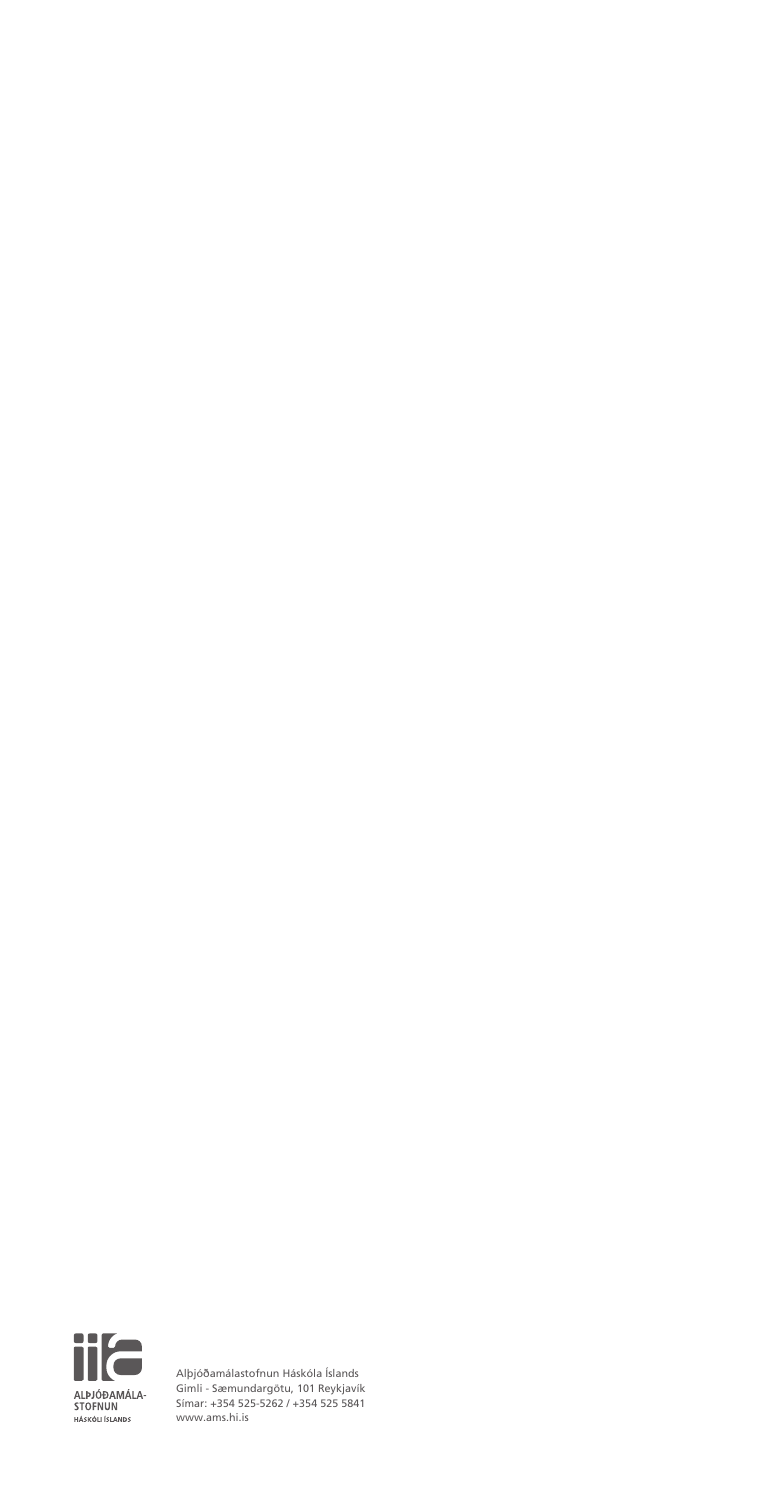ALÞJÓÐAMÁLA-
STOFNUN
HÁSKÓLI ÍSLANDS

Alþjóðamálastofnun Háskóla Íslands
Gimli - Sæmundargötu, 101 Reykjavík
Símar: +354 525-5262 / +354 525 5841
www.ams.hi.is